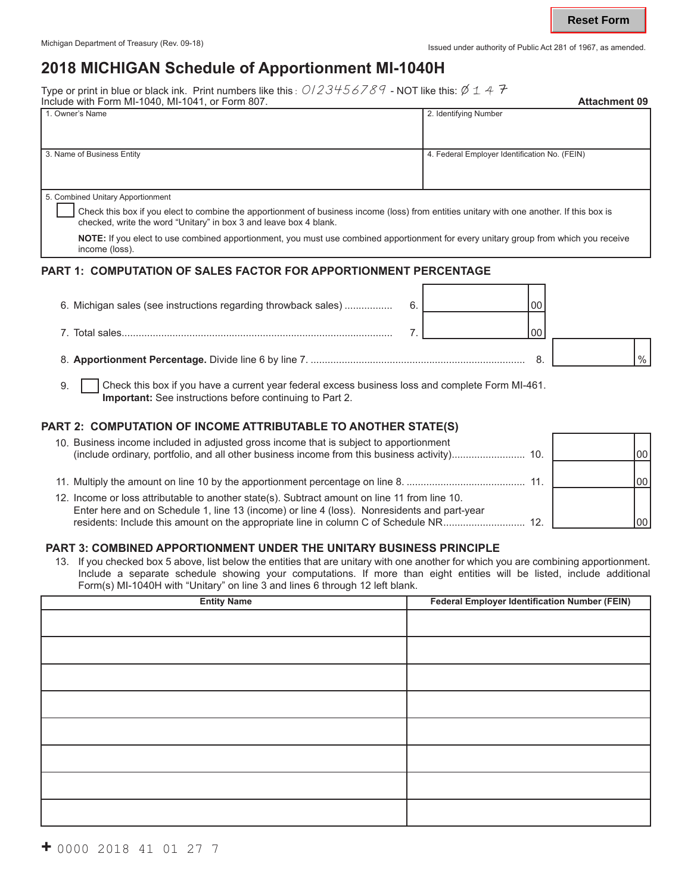Reset Form

Michigan Department of Treasury (Rev. 09-18)

Issued under authority of Public Act 281 of 1967, as amended.

# 2018 MICHIGAN Schedule of Apportionment MI-1040H

Type or print in blue or black ink. Print numbers like this : 0123456789 - NOT like this: Ø 1 4 7
Include with Form MI-1040, MI-1041, or Form 807.

**Attachment 09**

| 1. Owner's Name | 2. Identifying Number |
|---|---|
| 3. Name of Business Entity | 4. Federal Employer Identification No. (FEIN) |

5. Combined Unitary Apportionment

☐ Check this box if you elect to combine the apportionment of business income (loss) from entities unitary with one another. If this box is checked, write the word "Unitary" in box 3 and leave box 4 blank.

**NOTE:** If you elect to use combined apportionment, you must use combined apportionment for every unitary group from which you receive income (loss).

## PART 1: COMPUTATION OF SALES FACTOR FOR APPORTIONMENT PERCENTAGE

6. Michigan sales (see instructions regarding throwback sales) ................ 6. ______ 00

7. Total sales............................................................................................... 7. ______ 00

8. **Apportionment Percentage.** Divide line 6 by line 7. ........................................................................... 8. ______ %

9. ☐ Check this box if you have a current year federal excess business loss and complete Form MI-461. **Important:** See instructions before continuing to Part 2.

## PART 2: COMPUTATION OF INCOME ATTRIBUTABLE TO ANOTHER STATE(S)

10. Business income included in adjusted gross income that is subject to apportionment (include ordinary, portfolio, and all other business income from this business activity).......................... 10. ______ 00

11. Multiply the amount on line 10 by the apportionment percentage on line 8. .......................................... 11. ______ 00

12. Income or loss attributable to another state(s). Subtract amount on line 11 from line 10. Enter here and on Schedule 1, line 13 (income) or line 4 (loss). Nonresidents and part-year residents: Include this amount on the appropriate line in column C of Schedule NR............................ 12. ______ 00

## PART 3: COMBINED APPORTIONMENT UNDER THE UNITARY BUSINESS PRINCIPLE

13. If you checked box 5 above, list below the entities that are unitary with one another for which you are combining apportionment. Include a separate schedule showing your computations. If more than eight entities will be listed, include additional Form(s) MI-1040H with "Unitary" on line 3 and lines 6 through 12 left blank.

| Entity Name | Federal Employer Identification Number (FEIN) |
|---|---|
| | |
| | |
| | |
| | |
| | |
| | |
| | |
| | |

+ 0000 2018 41 01 27 7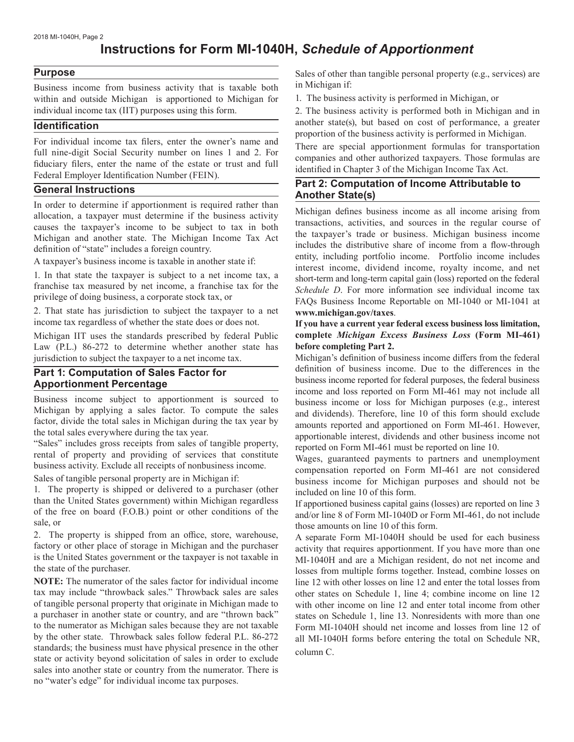# Instructions for Form MI-1040H, *Schedule of Apportionment*

## Purpose

Business income from business activity that is taxable both within and outside Michigan is apportioned to Michigan for individual income tax (IIT) purposes using this form.

## Identification

For individual income tax filers, enter the owner's name and full nine-digit Social Security number on lines 1 and 2. For fiduciary filers, enter the name of the estate or trust and full Federal Employer Identification Number (FEIN).

## General Instructions

In order to determine if apportionment is required rather than allocation, a taxpayer must determine if the business activity causes the taxpayer's income to be subject to tax in both Michigan and another state. The Michigan Income Tax Act definition of "state" includes a foreign country.

A taxpayer's business income is taxable in another state if:

1. In that state the taxpayer is subject to a net income tax, a franchise tax measured by net income, a franchise tax for the privilege of doing business, a corporate stock tax, or
2. That state has jurisdiction to subject the taxpayer to a net income tax regardless of whether the state does or does not.

Michigan IIT uses the standards prescribed by federal Public Law (P.L.) 86-272 to determine whether another state has jurisdiction to subject the taxpayer to a net income tax.

## Part 1: Computation of Sales Factor for Apportionment Percentage

Business income subject to apportionment is sourced to Michigan by applying a sales factor. To compute the sales factor, divide the total sales in Michigan during the tax year by the total sales everywhere during the tax year.

"Sales" includes gross receipts from sales of tangible property, rental of property and providing of services that constitute business activity. Exclude all receipts of nonbusiness income.

Sales of tangible personal property are in Michigan if:

1. The property is shipped or delivered to a purchaser (other than the United States government) within Michigan regardless of the free on board (F.O.B.) point or other conditions of the sale, or
2. The property is shipped from an office, store, warehouse, factory or other place of storage in Michigan and the purchaser is the United States government or the taxpayer is not taxable in the state of the purchaser.

**NOTE:** The numerator of the sales factor for individual income tax may include "throwback sales." Throwback sales are sales of tangible personal property that originate in Michigan made to a purchaser in another state or country, and are "thrown back" to the numerator as Michigan sales because they are not taxable by the other state. Throwback sales follow federal P.L. 86-272 standards; the business must have physical presence in the other state or activity beyond solicitation of sales in order to exclude sales into another state or country from the numerator. There is no "water's edge" for individual income tax purposes.

Sales of other than tangible personal property (e.g., services) are in Michigan if:

1. The business activity is performed in Michigan, or
2. The business activity is performed both in Michigan and in another state(s), but based on cost of performance, a greater proportion of the business activity is performed in Michigan.

There are special apportionment formulas for transportation companies and other authorized taxpayers. Those formulas are identified in Chapter 3 of the Michigan Income Tax Act.

## Part 2: Computation of Income Attributable to Another State(s)

Michigan defines business income as all income arising from transactions, activities, and sources in the regular course of the taxpayer's trade or business. Michigan business income includes the distributive share of income from a flow-through entity, including portfolio income. Portfolio income includes interest income, dividend income, royalty income, and net short-term and long-term capital gain (loss) reported on the federal *Schedule D*. For more information see individual income tax FAQs Business Income Reportable on MI-1040 or MI-1041 at **www.michigan.gov/taxes**.

**If you have a current year federal excess business loss limitation, complete *Michigan Excess Business Loss* (Form MI-461) before completing Part 2.**

Michigan's definition of business income differs from the federal definition of business income. Due to the differences in the business income reported for federal purposes, the federal business income and loss reported on Form MI-461 may not include all business income or loss for Michigan purposes (e.g., interest and dividends). Therefore, line 10 of this form should exclude amounts reported and apportioned on Form MI-461. However, apportionable interest, dividends and other business income not reported on Form MI-461 must be reported on line 10.

Wages, guaranteed payments to partners and unemployment compensation reported on Form MI-461 are not considered business income for Michigan purposes and should not be included on line 10 of this form.

If apportioned business capital gains (losses) are reported on line 3 and/or line 8 of Form MI-1040D or Form MI-461, do not include those amounts on line 10 of this form.

A separate Form MI-1040H should be used for each business activity that requires apportionment. If you have more than one MI-1040H and are a Michigan resident, do not net income and losses from multiple forms together. Instead, combine losses on line 12 with other losses on line 12 and enter the total losses from other states on Schedule 1, line 4; combine income on line 12 with other income on line 12 and enter total income from other states on Schedule 1, line 13. Nonresidents with more than one Form MI-1040H should net income and losses from line 12 of all MI-1040H forms before entering the total on Schedule NR, column C.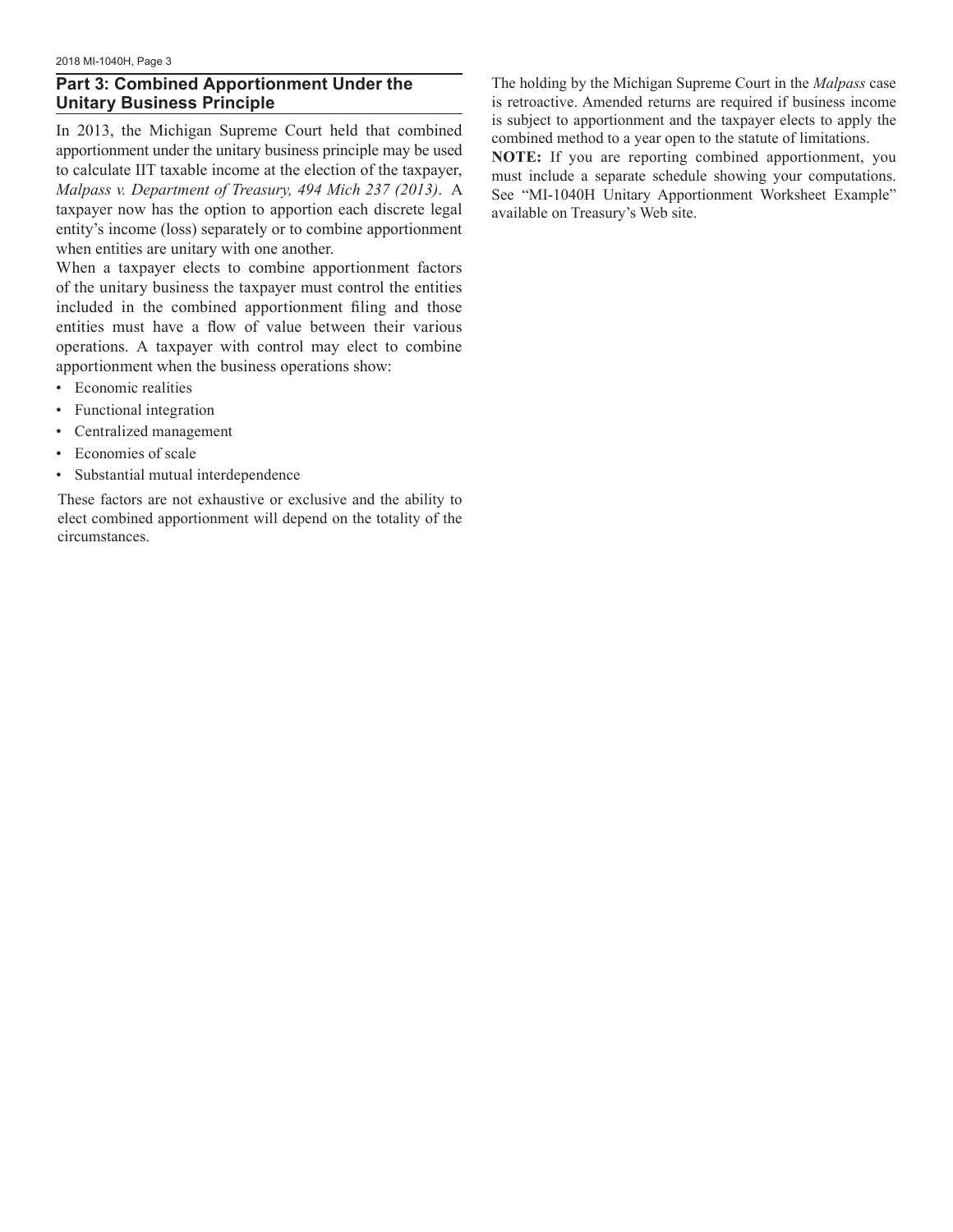## Part 3: Combined Apportionment Under the Unitary Business Principle

In 2013, the Michigan Supreme Court held that combined apportionment under the unitary business principle may be used to calculate IIT taxable income at the election of the taxpayer, *Malpass v. Department of Treasury, 494 Mich 237 (2013)*. A taxpayer now has the option to apportion each discrete legal entity's income (loss) separately or to combine apportionment when entities are unitary with one another.

When a taxpayer elects to combine apportionment factors of the unitary business the taxpayer must control the entities included in the combined apportionment filing and those entities must have a flow of value between their various operations. A taxpayer with control may elect to combine apportionment when the business operations show:

- Economic realities
- Functional integration
- Centralized management
- Economies of scale
- Substantial mutual interdependence

These factors are not exhaustive or exclusive and the ability to elect combined apportionment will depend on the totality of the circumstances.

The holding by the Michigan Supreme Court in the *Malpass* case is retroactive. Amended returns are required if business income is subject to apportionment and the taxpayer elects to apply the combined method to a year open to the statute of limitations.

**NOTE:** If you are reporting combined apportionment, you must include a separate schedule showing your computations. See "MI-1040H Unitary Apportionment Worksheet Example" available on Treasury's Web site.